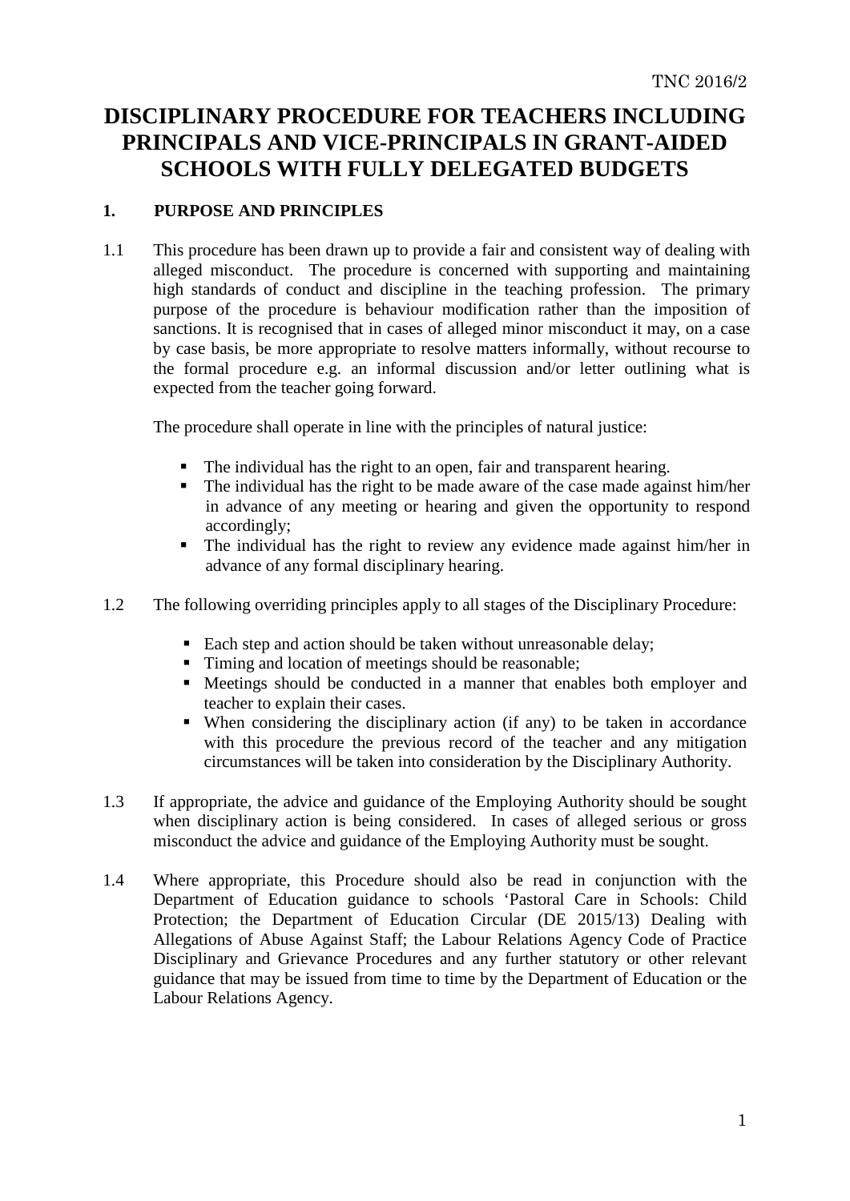TNC 2016/2

# DISCIPLINARY PROCEDURE FOR TEACHERS INCLUDING PRINCIPALS AND VICE-PRINCIPALS IN GRANT-AIDED SCHOOLS WITH FULLY DELEGATED BUDGETS

## 1. PURPOSE AND PRINCIPLES

1.1 This procedure has been drawn up to provide a fair and consistent way of dealing with alleged misconduct. The procedure is concerned with supporting and maintaining high standards of conduct and discipline in the teaching profession. The primary purpose of the procedure is behaviour modification rather than the imposition of sanctions. It is recognised that in cases of alleged minor misconduct it may, on a case by case basis, be more appropriate to resolve matters informally, without recourse to the formal procedure e.g. an informal discussion and/or letter outlining what is expected from the teacher going forward.

The procedure shall operate in line with the principles of natural justice:

- The individual has the right to an open, fair and transparent hearing.
- The individual has the right to be made aware of the case made against him/her in advance of any meeting or hearing and given the opportunity to respond accordingly;
- The individual has the right to review any evidence made against him/her in advance of any formal disciplinary hearing.

1.2 The following overriding principles apply to all stages of the Disciplinary Procedure:

- Each step and action should be taken without unreasonable delay;
- Timing and location of meetings should be reasonable;
- Meetings should be conducted in a manner that enables both employer and teacher to explain their cases.
- When considering the disciplinary action (if any) to be taken in accordance with this procedure the previous record of the teacher and any mitigation circumstances will be taken into consideration by the Disciplinary Authority.

1.3 If appropriate, the advice and guidance of the Employing Authority should be sought when disciplinary action is being considered. In cases of alleged serious or gross misconduct the advice and guidance of the Employing Authority must be sought.

1.4 Where appropriate, this Procedure should also be read in conjunction with the Department of Education guidance to schools 'Pastoral Care in Schools: Child Protection; the Department of Education Circular (DE 2015/13) Dealing with Allegations of Abuse Against Staff; the Labour Relations Agency Code of Practice Disciplinary and Grievance Procedures and any further statutory or other relevant guidance that may be issued from time to time by the Department of Education or the Labour Relations Agency.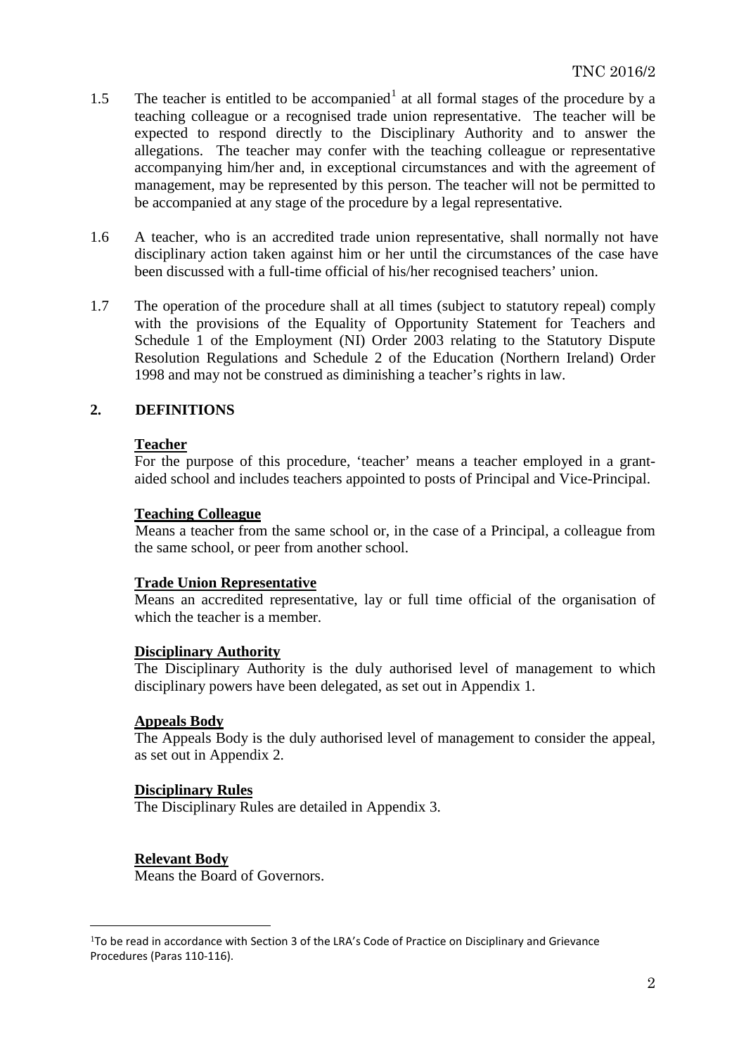1.5 The teacher is entitled to be accompanied[1] at all formal stages of the procedure by a teaching colleague or a recognised trade union representative. The teacher will be expected to respond directly to the Disciplinary Authority and to answer the allegations. The teacher may confer with the teaching colleague or representative accompanying him/her and, in exceptional circumstances and with the agreement of management, may be represented by this person. The teacher will not be permitted to be accompanied at any stage of the procedure by a legal representative.

1.6 A teacher, who is an accredited trade union representative, shall normally not have disciplinary action taken against him or her until the circumstances of the case have been discussed with a full-time official of his/her recognised teachers' union.

1.7 The operation of the procedure shall at all times (subject to statutory repeal) comply with the provisions of the Equality of Opportunity Statement for Teachers and Schedule 1 of the Employment (NI) Order 2003 relating to the Statutory Dispute Resolution Regulations and Schedule 2 of the Education (Northern Ireland) Order 1998 and may not be construed as diminishing a teacher's rights in law.

## 2. DEFINITIONS

**Teacher**
For the purpose of this procedure, 'teacher' means a teacher employed in a grant-aided school and includes teachers appointed to posts of Principal and Vice-Principal.

**Teaching Colleague**
Means a teacher from the same school or, in the case of a Principal, a colleague from the same school, or peer from another school.

**Trade Union Representative**
Means an accredited representative, lay or full time official of the organisation of which the teacher is a member.

**Disciplinary Authority**
The Disciplinary Authority is the duly authorised level of management to which disciplinary powers have been delegated, as set out in Appendix 1.

**Appeals Body**
The Appeals Body is the duly authorised level of management to consider the appeal, as set out in Appendix 2.

**Disciplinary Rules**
The Disciplinary Rules are detailed in Appendix 3.

**Relevant Body**
Means the Board of Governors.

---

[1] To be read in accordance with Section 3 of the LRA's Code of Practice on Disciplinary and Grievance Procedures (Paras 110-116).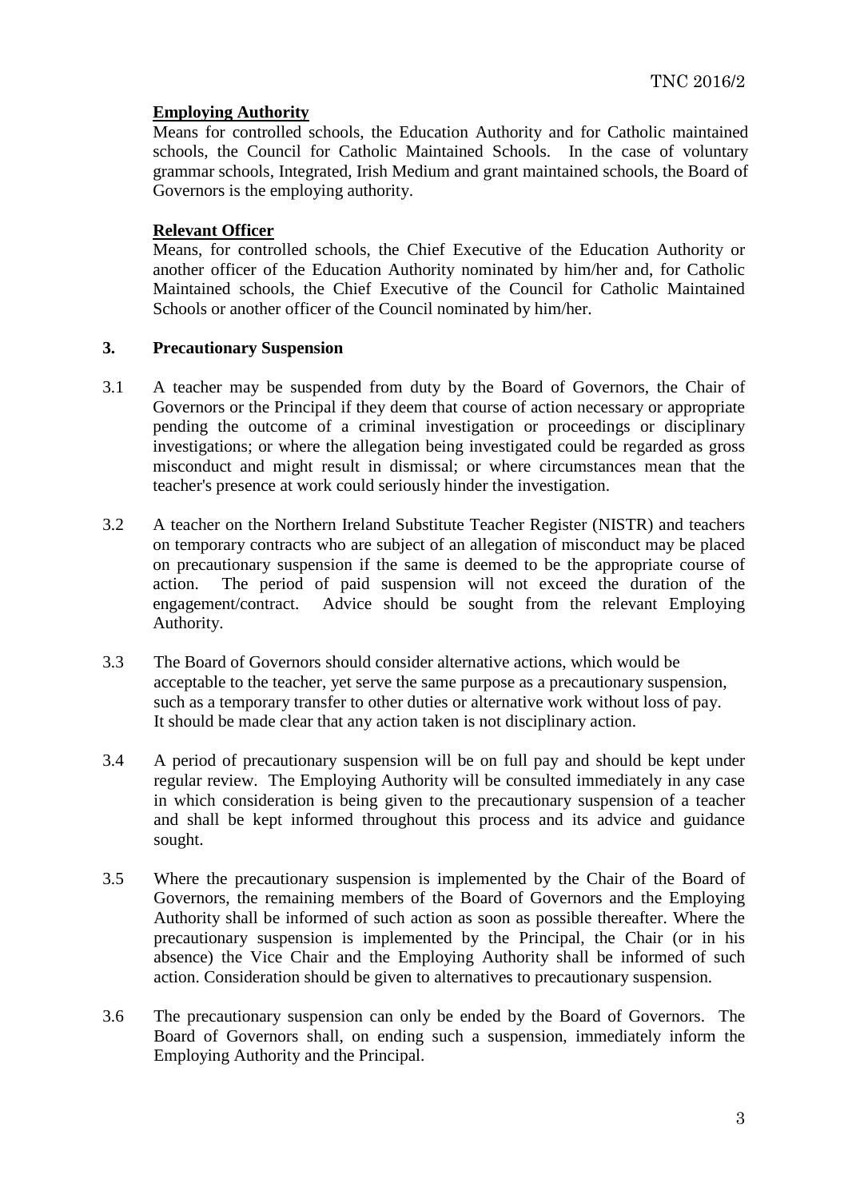**Employing Authority**

Means for controlled schools, the Education Authority and for Catholic maintained schools, the Council for Catholic Maintained Schools. In the case of voluntary grammar schools, Integrated, Irish Medium and grant maintained schools, the Board of Governors is the employing authority.

**Relevant Officer**

Means, for controlled schools, the Chief Executive of the Education Authority or another officer of the Education Authority nominated by him/her and, for Catholic Maintained schools, the Chief Executive of the Council for Catholic Maintained Schools or another officer of the Council nominated by him/her.

## 3. Precautionary Suspension

3.1 A teacher may be suspended from duty by the Board of Governors, the Chair of Governors or the Principal if they deem that course of action necessary or appropriate pending the outcome of a criminal investigation or proceedings or disciplinary investigations; or where the allegation being investigated could be regarded as gross misconduct and might result in dismissal; or where circumstances mean that the teacher's presence at work could seriously hinder the investigation.

3.2 A teacher on the Northern Ireland Substitute Teacher Register (NISTR) and teachers on temporary contracts who are subject of an allegation of misconduct may be placed on precautionary suspension if the same is deemed to be the appropriate course of action. The period of paid suspension will not exceed the duration of the engagement/contract. Advice should be sought from the relevant Employing Authority.

3.3 The Board of Governors should consider alternative actions, which would be acceptable to the teacher, yet serve the same purpose as a precautionary suspension, such as a temporary transfer to other duties or alternative work without loss of pay. It should be made clear that any action taken is not disciplinary action.

3.4 A period of precautionary suspension will be on full pay and should be kept under regular review. The Employing Authority will be consulted immediately in any case in which consideration is being given to the precautionary suspension of a teacher and shall be kept informed throughout this process and its advice and guidance sought.

3.5 Where the precautionary suspension is implemented by the Chair of the Board of Governors, the remaining members of the Board of Governors and the Employing Authority shall be informed of such action as soon as possible thereafter. Where the precautionary suspension is implemented by the Principal, the Chair (or in his absence) the Vice Chair and the Employing Authority shall be informed of such action. Consideration should be given to alternatives to precautionary suspension.

3.6 The precautionary suspension can only be ended by the Board of Governors. The Board of Governors shall, on ending such a suspension, immediately inform the Employing Authority and the Principal.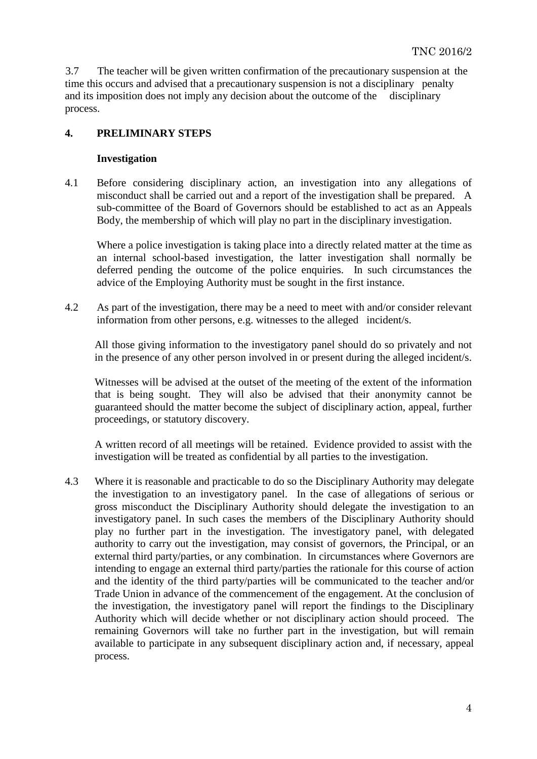3.7 The teacher will be given written confirmation of the precautionary suspension at the time this occurs and advised that a precautionary suspension is not a disciplinary penalty and its imposition does not imply any decision about the outcome of the disciplinary process.

## 4. PRELIMINARY STEPS

### Investigation

4.1 Before considering disciplinary action, an investigation into any allegations of misconduct shall be carried out and a report of the investigation shall be prepared. A sub-committee of the Board of Governors should be established to act as an Appeals Body, the membership of which will play no part in the disciplinary investigation.

Where a police investigation is taking place into a directly related matter at the time as an internal school-based investigation, the latter investigation shall normally be deferred pending the outcome of the police enquiries. In such circumstances the advice of the Employing Authority must be sought in the first instance.

4.2 As part of the investigation, there may be a need to meet with and/or consider relevant information from other persons, e.g. witnesses to the alleged incident/s.

All those giving information to the investigatory panel should do so privately and not in the presence of any other person involved in or present during the alleged incident/s.

Witnesses will be advised at the outset of the meeting of the extent of the information that is being sought. They will also be advised that their anonymity cannot be guaranteed should the matter become the subject of disciplinary action, appeal, further proceedings, or statutory discovery.

A written record of all meetings will be retained. Evidence provided to assist with the investigation will be treated as confidential by all parties to the investigation.

4.3 Where it is reasonable and practicable to do so the Disciplinary Authority may delegate the investigation to an investigatory panel. In the case of allegations of serious or gross misconduct the Disciplinary Authority should delegate the investigation to an investigatory panel. In such cases the members of the Disciplinary Authority should play no further part in the investigation. The investigatory panel, with delegated authority to carry out the investigation, may consist of governors, the Principal, or an external third party/parties, or any combination. In circumstances where Governors are intending to engage an external third party/parties the rationale for this course of action and the identity of the third party/parties will be communicated to the teacher and/or Trade Union in advance of the commencement of the engagement. At the conclusion of the investigation, the investigatory panel will report the findings to the Disciplinary Authority which will decide whether or not disciplinary action should proceed. The remaining Governors will take no further part in the investigation, but will remain available to participate in any subsequent disciplinary action and, if necessary, appeal process.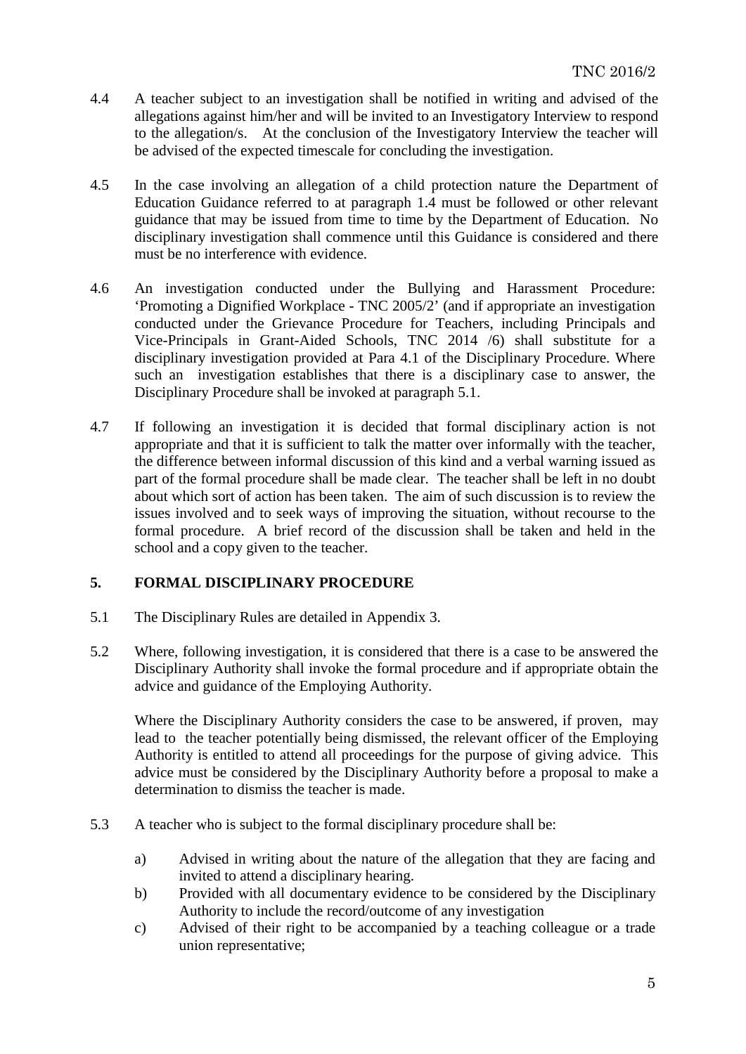4.4 A teacher subject to an investigation shall be notified in writing and advised of the allegations against him/her and will be invited to an Investigatory Interview to respond to the allegation/s. At the conclusion of the Investigatory Interview the teacher will be advised of the expected timescale for concluding the investigation.

4.5 In the case involving an allegation of a child protection nature the Department of Education Guidance referred to at paragraph 1.4 must be followed or other relevant guidance that may be issued from time to time by the Department of Education. No disciplinary investigation shall commence until this Guidance is considered and there must be no interference with evidence.

4.6 An investigation conducted under the Bullying and Harassment Procedure: 'Promoting a Dignified Workplace - TNC 2005/2' (and if appropriate an investigation conducted under the Grievance Procedure for Teachers, including Principals and Vice-Principals in Grant-Aided Schools, TNC 2014 /6) shall substitute for a disciplinary investigation provided at Para 4.1 of the Disciplinary Procedure. Where such an investigation establishes that there is a disciplinary case to answer, the Disciplinary Procedure shall be invoked at paragraph 5.1.

4.7 If following an investigation it is decided that formal disciplinary action is not appropriate and that it is sufficient to talk the matter over informally with the teacher, the difference between informal discussion of this kind and a verbal warning issued as part of the formal procedure shall be made clear. The teacher shall be left in no doubt about which sort of action has been taken. The aim of such discussion is to review the issues involved and to seek ways of improving the situation, without recourse to the formal procedure. A brief record of the discussion shall be taken and held in the school and a copy given to the teacher.

## 5. FORMAL DISCIPLINARY PROCEDURE

5.1 The Disciplinary Rules are detailed in Appendix 3.

5.2 Where, following investigation, it is considered that there is a case to be answered the Disciplinary Authority shall invoke the formal procedure and if appropriate obtain the advice and guidance of the Employing Authority.

Where the Disciplinary Authority considers the case to be answered, if proven, may lead to the teacher potentially being dismissed, the relevant officer of the Employing Authority is entitled to attend all proceedings for the purpose of giving advice. This advice must be considered by the Disciplinary Authority before a proposal to make a determination to dismiss the teacher is made.

5.3 A teacher who is subject to the formal disciplinary procedure shall be:

a) Advised in writing about the nature of the allegation that they are facing and invited to attend a disciplinary hearing.
b) Provided with all documentary evidence to be considered by the Disciplinary Authority to include the record/outcome of any investigation
c) Advised of their right to be accompanied by a teaching colleague or a trade union representative;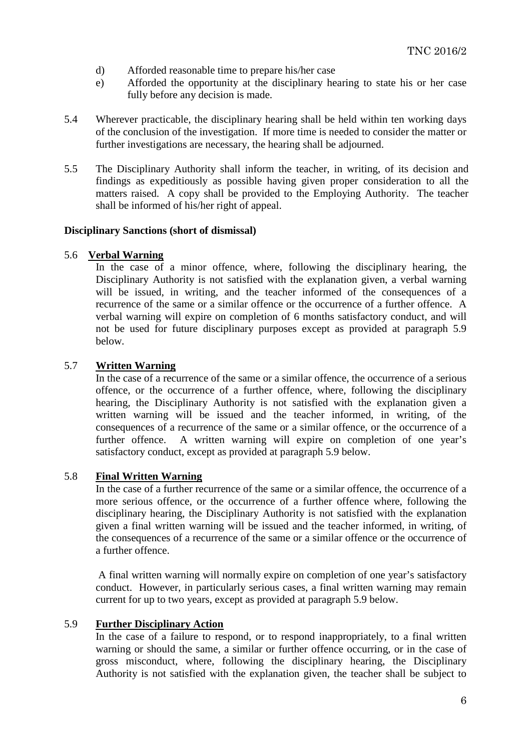d) Afforded reasonable time to prepare his/her case

e) Afforded the opportunity at the disciplinary hearing to state his or her case fully before any decision is made.

5.4 Wherever practicable, the disciplinary hearing shall be held within ten working days of the conclusion of the investigation. If more time is needed to consider the matter or further investigations are necessary, the hearing shall be adjourned.

5.5 The Disciplinary Authority shall inform the teacher, in writing, of its decision and findings as expeditiously as possible having given proper consideration to all the matters raised. A copy shall be provided to the Employing Authority. The teacher shall be informed of his/her right of appeal.

**Disciplinary Sanctions (short of dismissal)**

5.6 **Verbal Warning**

In the case of a minor offence, where, following the disciplinary hearing, the Disciplinary Authority is not satisfied with the explanation given, a verbal warning will be issued, in writing, and the teacher informed of the consequences of a recurrence of the same or a similar offence or the occurrence of a further offence. A verbal warning will expire on completion of 6 months satisfactory conduct, and will not be used for future disciplinary purposes except as provided at paragraph 5.9 below.

5.7 **Written Warning**

In the case of a recurrence of the same or a similar offence, the occurrence of a serious offence, or the occurrence of a further offence, where, following the disciplinary hearing, the Disciplinary Authority is not satisfied with the explanation given a written warning will be issued and the teacher informed, in writing, of the consequences of a recurrence of the same or a similar offence, or the occurrence of a further offence. A written warning will expire on completion of one year's satisfactory conduct, except as provided at paragraph 5.9 below.

5.8 **Final Written Warning**

In the case of a further recurrence of the same or a similar offence, the occurrence of a more serious offence, or the occurrence of a further offence where, following the disciplinary hearing, the Disciplinary Authority is not satisfied with the explanation given a final written warning will be issued and the teacher informed, in writing, of the consequences of a recurrence of the same or a similar offence or the occurrence of a further offence.

A final written warning will normally expire on completion of one year's satisfactory conduct. However, in particularly serious cases, a final written warning may remain current for up to two years, except as provided at paragraph 5.9 below.

5.9 **Further Disciplinary Action**

In the case of a failure to respond, or to respond inappropriately, to a final written warning or should the same, a similar or further offence occurring, or in the case of gross misconduct, where, following the disciplinary hearing, the Disciplinary Authority is not satisfied with the explanation given, the teacher shall be subject to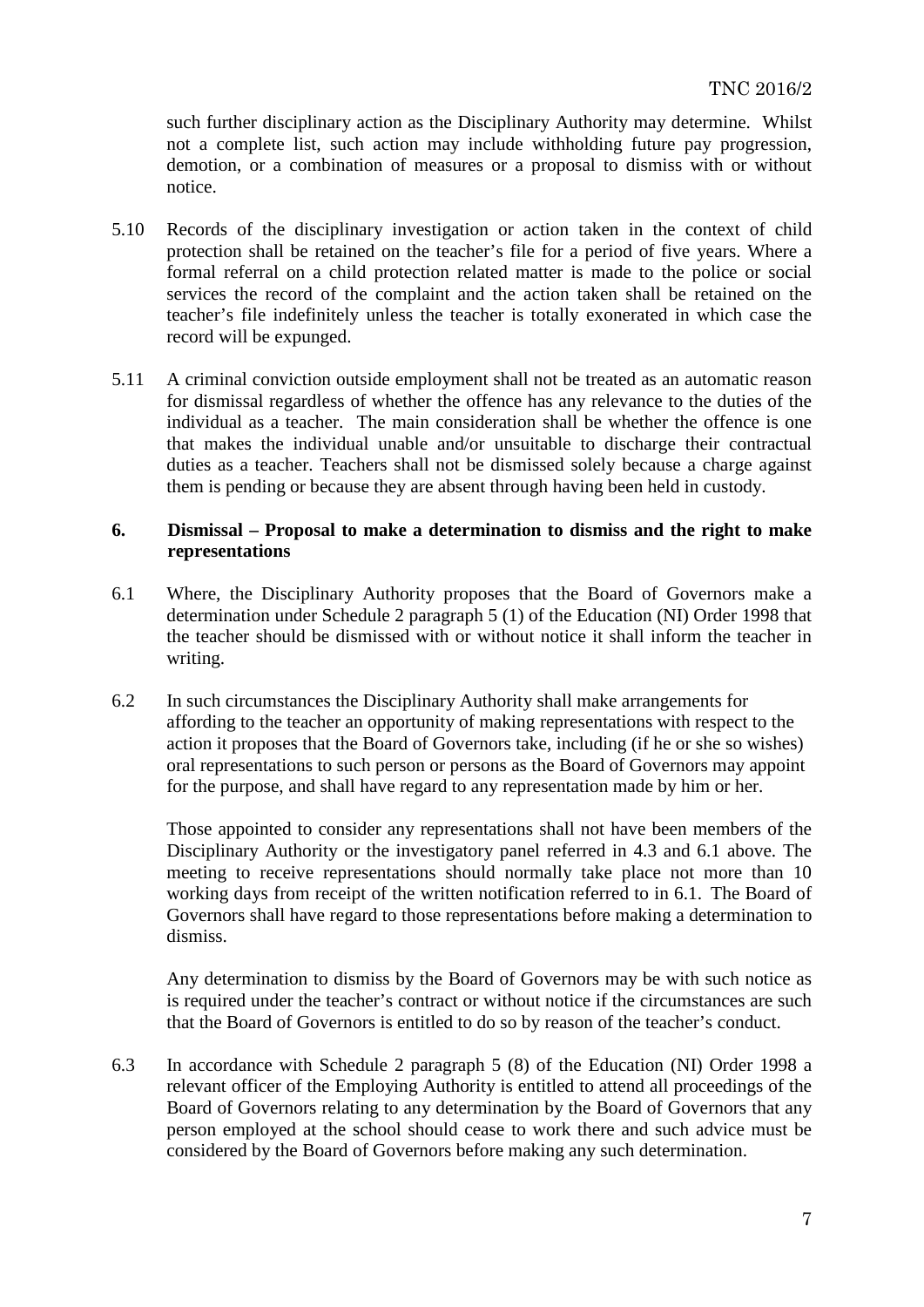such further disciplinary action as the Disciplinary Authority may determine. Whilst not a complete list, such action may include withholding future pay progression, demotion, or a combination of measures or a proposal to dismiss with or without notice.

5.10 Records of the disciplinary investigation or action taken in the context of child protection shall be retained on the teacher's file for a period of five years. Where a formal referral on a child protection related matter is made to the police or social services the record of the complaint and the action taken shall be retained on the teacher's file indefinitely unless the teacher is totally exonerated in which case the record will be expunged.

5.11 A criminal conviction outside employment shall not be treated as an automatic reason for dismissal regardless of whether the offence has any relevance to the duties of the individual as a teacher. The main consideration shall be whether the offence is one that makes the individual unable and/or unsuitable to discharge their contractual duties as a teacher. Teachers shall not be dismissed solely because a charge against them is pending or because they are absent through having been held in custody.

## 6. Dismissal – Proposal to make a determination to dismiss and the right to make representations

6.1 Where, the Disciplinary Authority proposes that the Board of Governors make a determination under Schedule 2 paragraph 5 (1) of the Education (NI) Order 1998 that the teacher should be dismissed with or without notice it shall inform the teacher in writing.

6.2 In such circumstances the Disciplinary Authority shall make arrangements for affording to the teacher an opportunity of making representations with respect to the action it proposes that the Board of Governors take, including (if he or she so wishes) oral representations to such person or persons as the Board of Governors may appoint for the purpose, and shall have regard to any representation made by him or her.

Those appointed to consider any representations shall not have been members of the Disciplinary Authority or the investigatory panel referred in 4.3 and 6.1 above. The meeting to receive representations should normally take place not more than 10 working days from receipt of the written notification referred to in 6.1. The Board of Governors shall have regard to those representations before making a determination to dismiss.

Any determination to dismiss by the Board of Governors may be with such notice as is required under the teacher's contract or without notice if the circumstances are such that the Board of Governors is entitled to do so by reason of the teacher's conduct.

6.3 In accordance with Schedule 2 paragraph 5 (8) of the Education (NI) Order 1998 a relevant officer of the Employing Authority is entitled to attend all proceedings of the Board of Governors relating to any determination by the Board of Governors that any person employed at the school should cease to work there and such advice must be considered by the Board of Governors before making any such determination.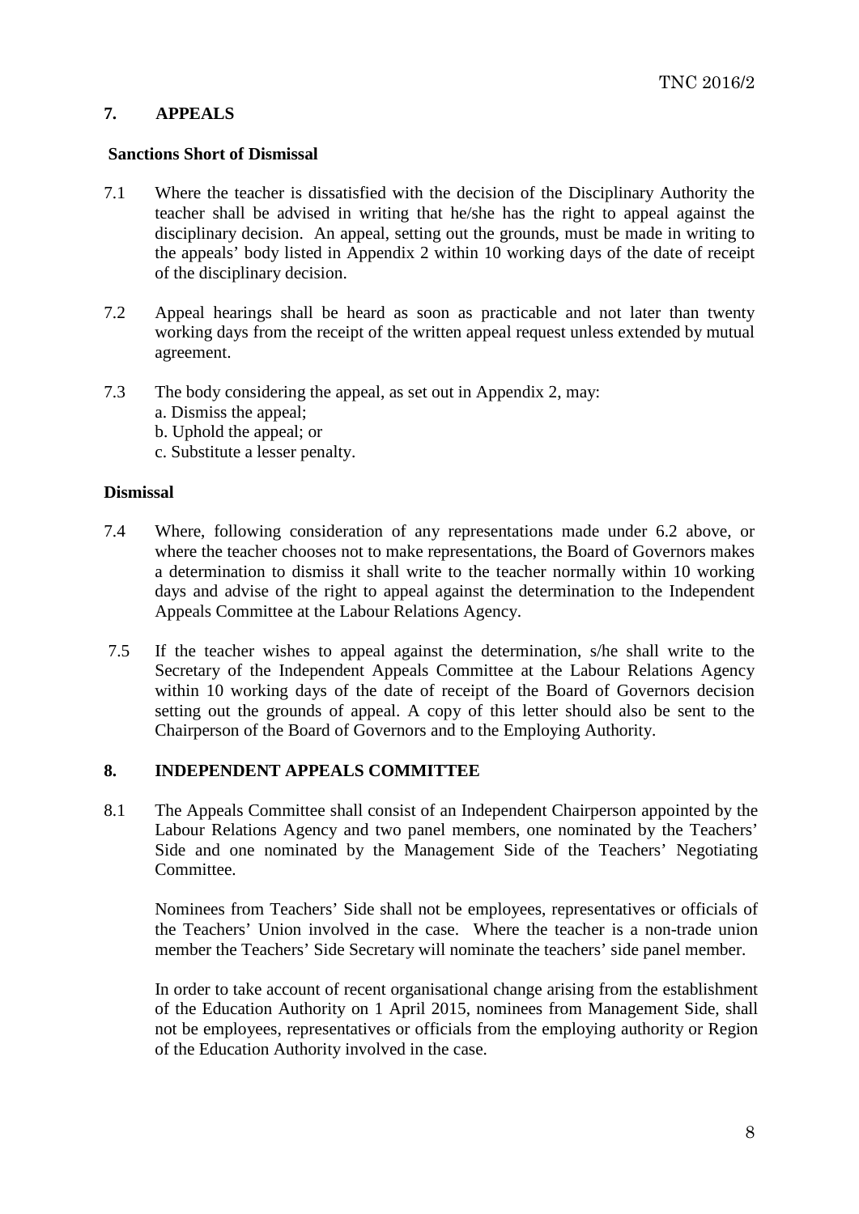## 7. APPEALS

### Sanctions Short of Dismissal

7.1 Where the teacher is dissatisfied with the decision of the Disciplinary Authority the teacher shall be advised in writing that he/she has the right to appeal against the disciplinary decision. An appeal, setting out the grounds, must be made in writing to the appeals' body listed in Appendix 2 within 10 working days of the date of receipt of the disciplinary decision.

7.2 Appeal hearings shall be heard as soon as practicable and not later than twenty working days from the receipt of the written appeal request unless extended by mutual agreement.

7.3 The body considering the appeal, as set out in Appendix 2, may:
a. Dismiss the appeal;
b. Uphold the appeal; or
c. Substitute a lesser penalty.

### Dismissal

7.4 Where, following consideration of any representations made under 6.2 above, or where the teacher chooses not to make representations, the Board of Governors makes a determination to dismiss it shall write to the teacher normally within 10 working days and advise of the right to appeal against the determination to the Independent Appeals Committee at the Labour Relations Agency.

7.5 If the teacher wishes to appeal against the determination, s/he shall write to the Secretary of the Independent Appeals Committee at the Labour Relations Agency within 10 working days of the date of receipt of the Board of Governors decision setting out the grounds of appeal. A copy of this letter should also be sent to the Chairperson of the Board of Governors and to the Employing Authority.

## 8. INDEPENDENT APPEALS COMMITTEE

8.1 The Appeals Committee shall consist of an Independent Chairperson appointed by the Labour Relations Agency and two panel members, one nominated by the Teachers' Side and one nominated by the Management Side of the Teachers' Negotiating Committee.

Nominees from Teachers' Side shall not be employees, representatives or officials of the Teachers' Union involved in the case. Where the teacher is a non-trade union member the Teachers' Side Secretary will nominate the teachers' side panel member.

In order to take account of recent organisational change arising from the establishment of the Education Authority on 1 April 2015, nominees from Management Side, shall not be employees, representatives or officials from the employing authority or Region of the Education Authority involved in the case.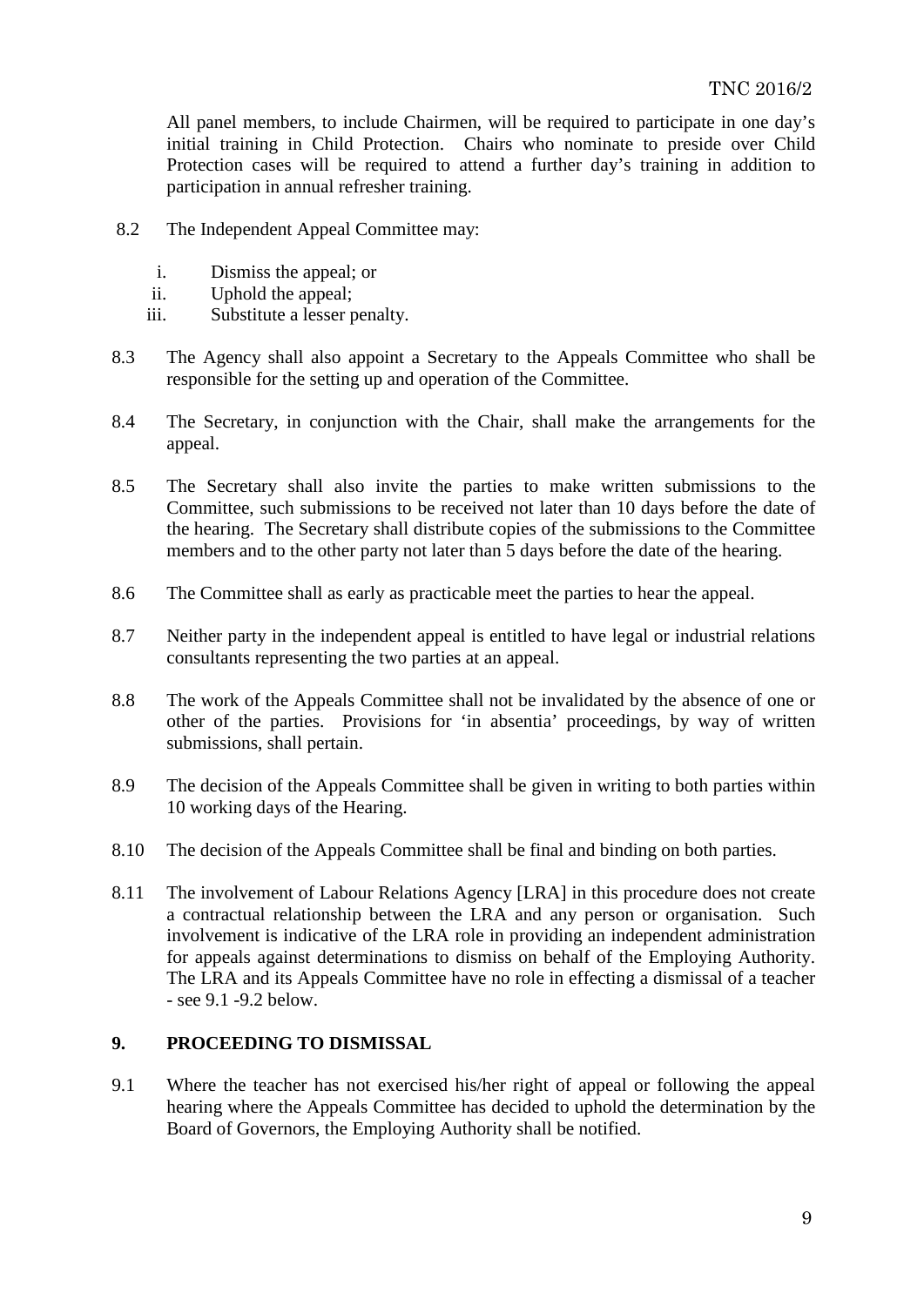All panel members, to include Chairmen, will be required to participate in one day's initial training in Child Protection. Chairs who nominate to preside over Child Protection cases will be required to attend a further day's training in addition to participation in annual refresher training.

8.2 The Independent Appeal Committee may:

i. Dismiss the appeal; or
ii. Uphold the appeal;
iii. Substitute a lesser penalty.

8.3 The Agency shall also appoint a Secretary to the Appeals Committee who shall be responsible for the setting up and operation of the Committee.

8.4 The Secretary, in conjunction with the Chair, shall make the arrangements for the appeal.

8.5 The Secretary shall also invite the parties to make written submissions to the Committee, such submissions to be received not later than 10 days before the date of the hearing. The Secretary shall distribute copies of the submissions to the Committee members and to the other party not later than 5 days before the date of the hearing.

8.6 The Committee shall as early as practicable meet the parties to hear the appeal.

8.7 Neither party in the independent appeal is entitled to have legal or industrial relations consultants representing the two parties at an appeal.

8.8 The work of the Appeals Committee shall not be invalidated by the absence of one or other of the parties. Provisions for 'in absentia' proceedings, by way of written submissions, shall pertain.

8.9 The decision of the Appeals Committee shall be given in writing to both parties within 10 working days of the Hearing.

8.10 The decision of the Appeals Committee shall be final and binding on both parties.

8.11 The involvement of Labour Relations Agency [LRA] in this procedure does not create a contractual relationship between the LRA and any person or organisation. Such involvement is indicative of the LRA role in providing an independent administration for appeals against determinations to dismiss on behalf of the Employing Authority. The LRA and its Appeals Committee have no role in effecting a dismissal of a teacher - see 9.1 -9.2 below.

## 9. PROCEEDING TO DISMISSAL

9.1 Where the teacher has not exercised his/her right of appeal or following the appeal hearing where the Appeals Committee has decided to uphold the determination by the Board of Governors, the Employing Authority shall be notified.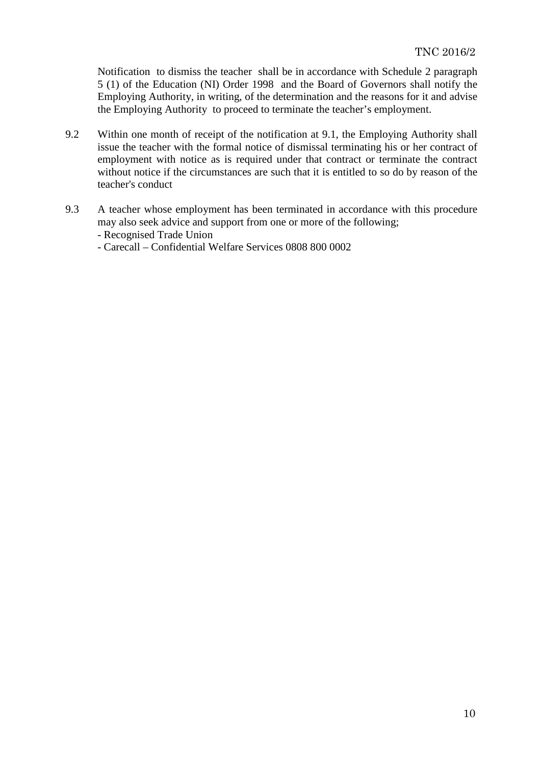Notification to dismiss the teacher shall be in accordance with Schedule 2 paragraph 5 (1) of the Education (NI) Order 1998 and the Board of Governors shall notify the Employing Authority, in writing, of the determination and the reasons for it and advise the Employing Authority to proceed to terminate the teacher's employment.

9.2 Within one month of receipt of the notification at 9.1, the Employing Authority shall issue the teacher with the formal notice of dismissal terminating his or her contract of employment with notice as is required under that contract or terminate the contract without notice if the circumstances are such that it is entitled to so do by reason of the teacher's conduct

9.3 A teacher whose employment has been terminated in accordance with this procedure may also seek advice and support from one or more of the following;
- Recognised Trade Union
- Carecall – Confidential Welfare Services 0808 800 0002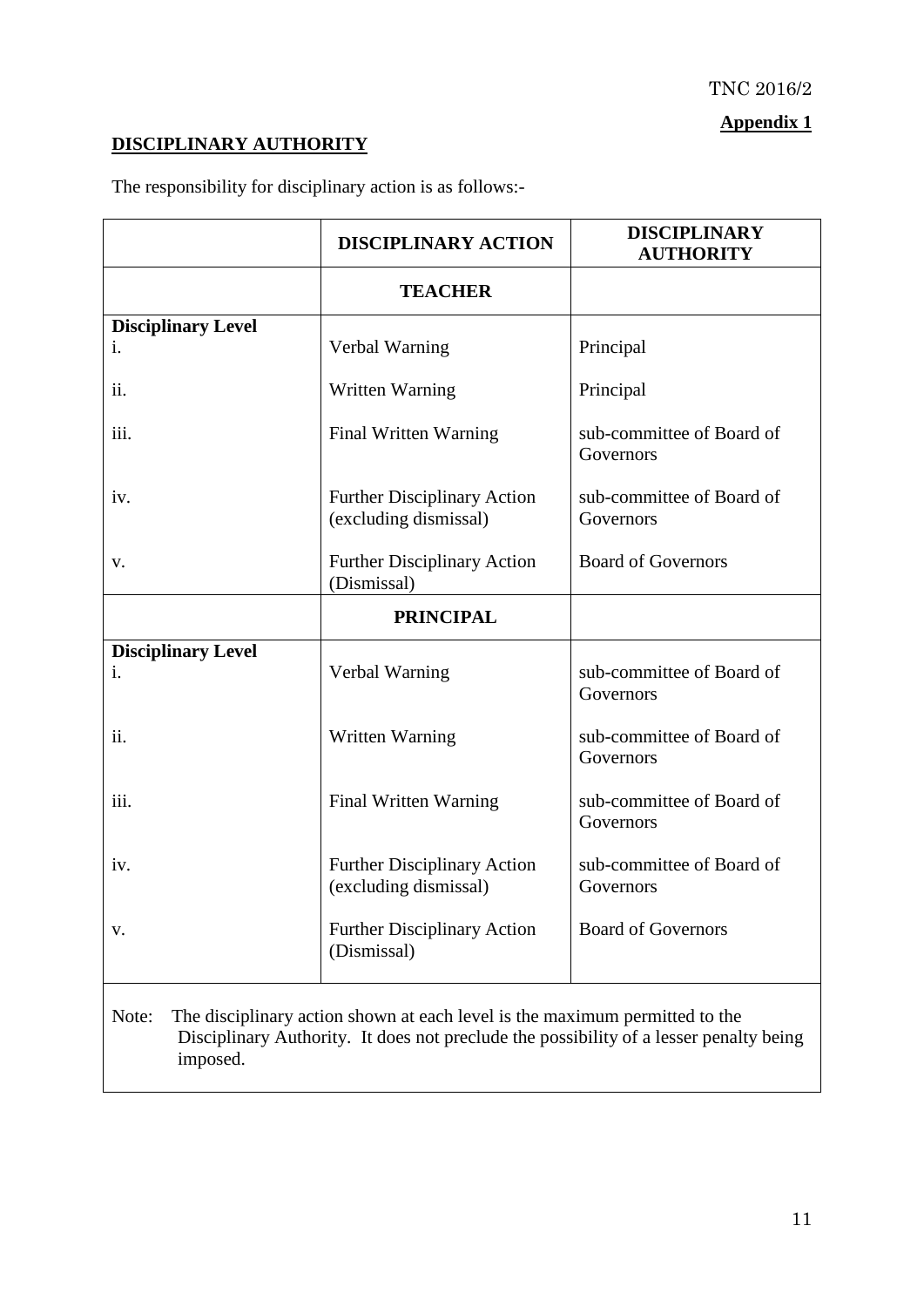TNC 2016/2

**Appendix 1**

## DISCIPLINARY AUTHORITY

The responsibility for disciplinary action is as follows:-

| | DISCIPLINARY ACTION | DISCIPLINARY AUTHORITY |
|---|---|---|
| | **TEACHER** | |
| **Disciplinary Level** | | |
| i. | Verbal Warning | Principal |
| ii. | Written Warning | Principal |
| iii. | Final Written Warning | sub-committee of Board of Governors |
| iv. | Further Disciplinary Action (excluding dismissal) | sub-committee of Board of Governors |
| v. | Further Disciplinary Action (Dismissal) | Board of Governors |
| | **PRINCIPAL** | |
| **Disciplinary Level** | | |
| i. | Verbal Warning | sub-committee of Board of Governors |
| ii. | Written Warning | sub-committee of Board of Governors |
| iii. | Final Written Warning | sub-committee of Board of Governors |
| iv. | Further Disciplinary Action (excluding dismissal) | sub-committee of Board of Governors |
| v. | Further Disciplinary Action (Dismissal) | Board of Governors |

Note: The disciplinary action shown at each level is the maximum permitted to the Disciplinary Authority. It does not preclude the possibility of a lesser penalty being imposed.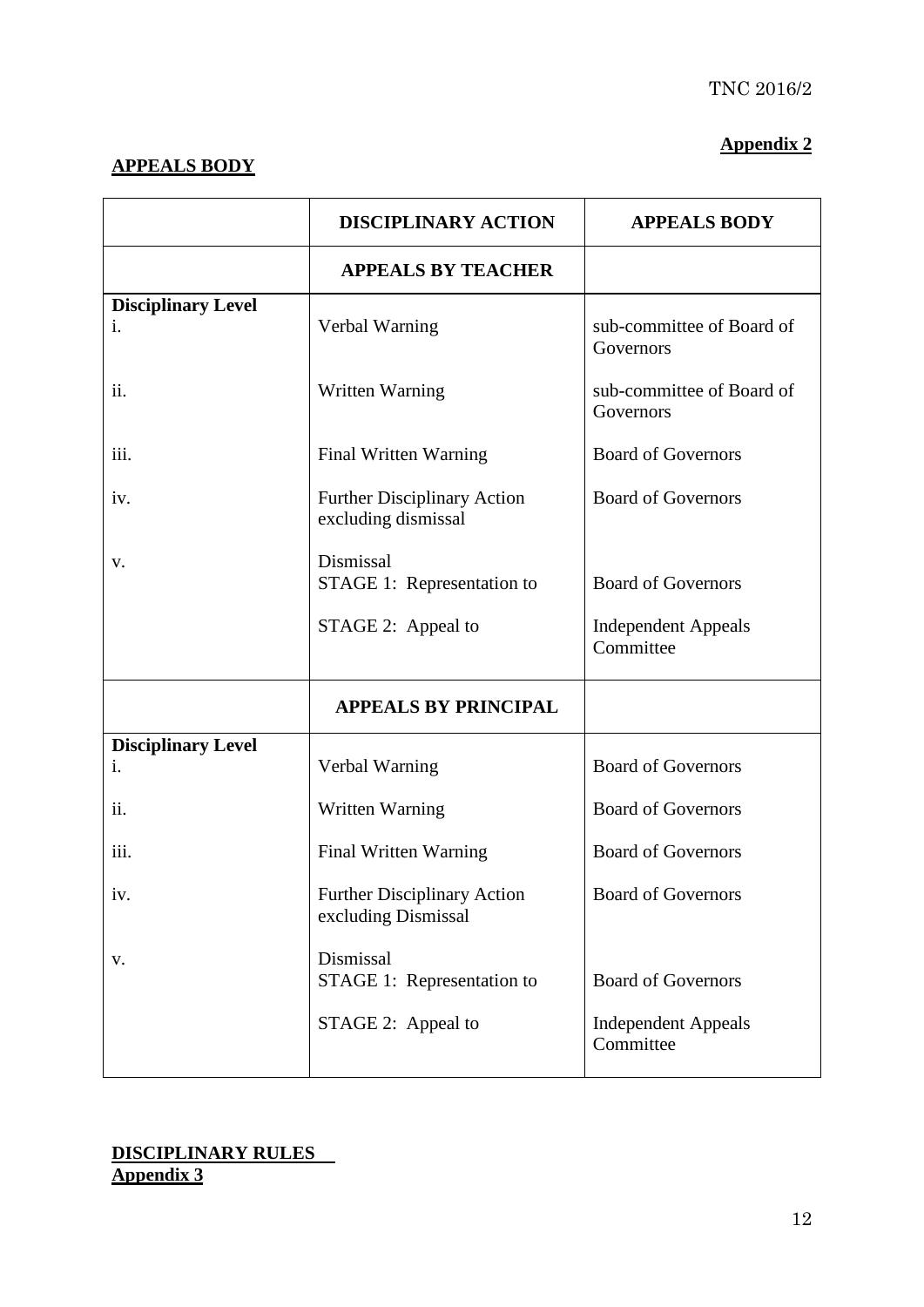**Appendix 2**

**APPEALS BODY**

| | **DISCIPLINARY ACTION** | **APPEALS BODY** |
|---|---|---|
| | **APPEALS BY TEACHER** | |
| **Disciplinary Level** i. | Verbal Warning | sub-committee of Board of Governors |
| ii. | Written Warning | sub-committee of Board of Governors |
| iii. | Final Written Warning | Board of Governors |
| iv. | Further Disciplinary Action excluding dismissal | Board of Governors |
| v. | Dismissal STAGE 1: Representation to | Board of Governors |
| | STAGE 2: Appeal to | Independent Appeals Committee |
| | **APPEALS BY PRINCIPAL** | |
| **Disciplinary Level** i. | Verbal Warning | Board of Governors |
| ii. | Written Warning | Board of Governors |
| iii. | Final Written Warning | Board of Governors |
| iv. | Further Disciplinary Action excluding Dismissal | Board of Governors |
| v. | Dismissal STAGE 1: Representation to | Board of Governors |
| | STAGE 2: Appeal to | Independent Appeals Committee |

**DISCIPLINARY RULES**
**Appendix 3**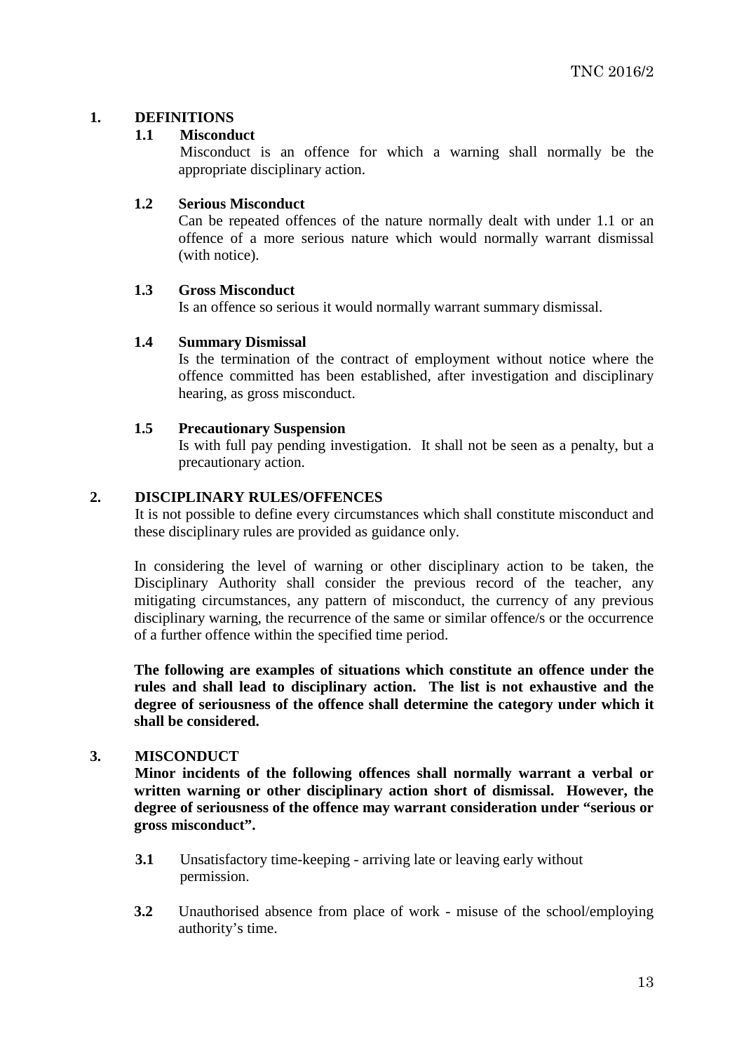## 1. DEFINITIONS

### 1.1 Misconduct

Misconduct is an offence for which a warning shall normally be the appropriate disciplinary action.

### 1.2 Serious Misconduct

Can be repeated offences of the nature normally dealt with under 1.1 or an offence of a more serious nature which would normally warrant dismissal (with notice).

### 1.3 Gross Misconduct

Is an offence so serious it would normally warrant summary dismissal.

### 1.4 Summary Dismissal

Is the termination of the contract of employment without notice where the offence committed has been established, after investigation and disciplinary hearing, as gross misconduct.

### 1.5 Precautionary Suspension

Is with full pay pending investigation. It shall not be seen as a penalty, but a precautionary action.

## 2. DISCIPLINARY RULES/OFFENCES

It is not possible to define every circumstances which shall constitute misconduct and these disciplinary rules are provided as guidance only.

In considering the level of warning or other disciplinary action to be taken, the Disciplinary Authority shall consider the previous record of the teacher, any mitigating circumstances, any pattern of misconduct, the currency of any previous disciplinary warning, the recurrence of the same or similar offence/s or the occurrence of a further offence within the specified time period.

**The following are examples of situations which constitute an offence under the rules and shall lead to disciplinary action. The list is not exhaustive and the degree of seriousness of the offence shall determine the category under which it shall be considered.**

## 3. MISCONDUCT

**Minor incidents of the following offences shall normally warrant a verbal or written warning or other disciplinary action short of dismissal. However, the degree of seriousness of the offence may warrant consideration under "serious or gross misconduct".**

**3.1** Unsatisfactory time-keeping - arriving late or leaving early without permission.

**3.2** Unauthorised absence from place of work - misuse of the school/employing authority's time.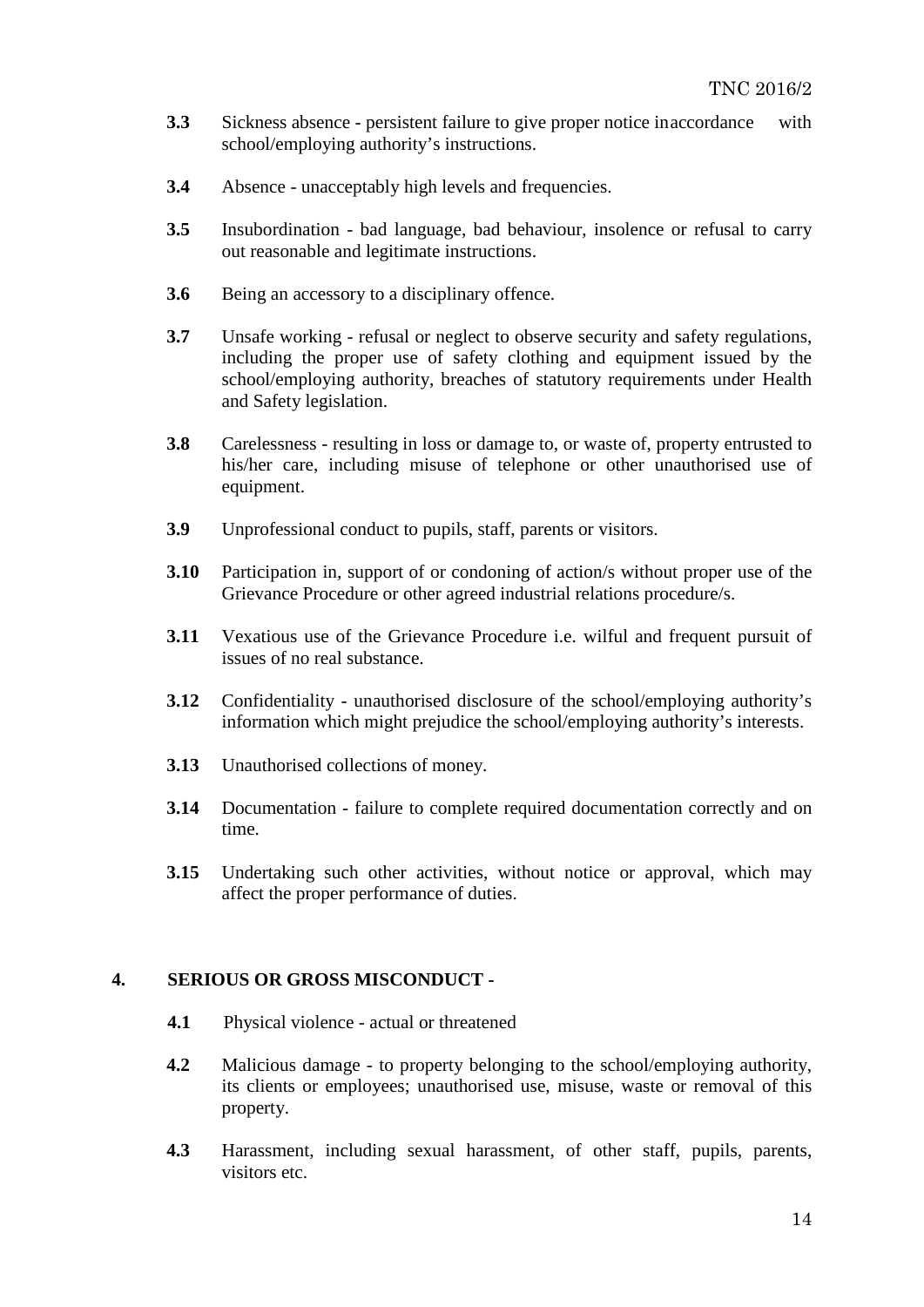**3.3** Sickness absence - persistent failure to give proper notice inaccordance with school/employing authority's instructions.

**3.4** Absence - unacceptably high levels and frequencies.

**3.5** Insubordination - bad language, bad behaviour, insolence or refusal to carry out reasonable and legitimate instructions.

**3.6** Being an accessory to a disciplinary offence.

**3.7** Unsafe working - refusal or neglect to observe security and safety regulations, including the proper use of safety clothing and equipment issued by the school/employing authority, breaches of statutory requirements under Health and Safety legislation.

**3.8** Carelessness - resulting in loss or damage to, or waste of, property entrusted to his/her care, including misuse of telephone or other unauthorised use of equipment.

**3.9** Unprofessional conduct to pupils, staff, parents or visitors.

**3.10** Participation in, support of or condoning of action/s without proper use of the Grievance Procedure or other agreed industrial relations procedure/s.

**3.11** Vexatious use of the Grievance Procedure i.e. wilful and frequent pursuit of issues of no real substance.

**3.12** Confidentiality - unauthorised disclosure of the school/employing authority's information which might prejudice the school/employing authority's interests.

**3.13** Unauthorised collections of money.

**3.14** Documentation - failure to complete required documentation correctly and on time.

**3.15** Undertaking such other activities, without notice or approval, which may affect the proper performance of duties.

## 4. SERIOUS OR GROSS MISCONDUCT -

**4.1** Physical violence - actual or threatened

**4.2** Malicious damage - to property belonging to the school/employing authority, its clients or employees; unauthorised use, misuse, waste or removal of this property.

**4.3** Harassment, including sexual harassment, of other staff, pupils, parents, visitors etc.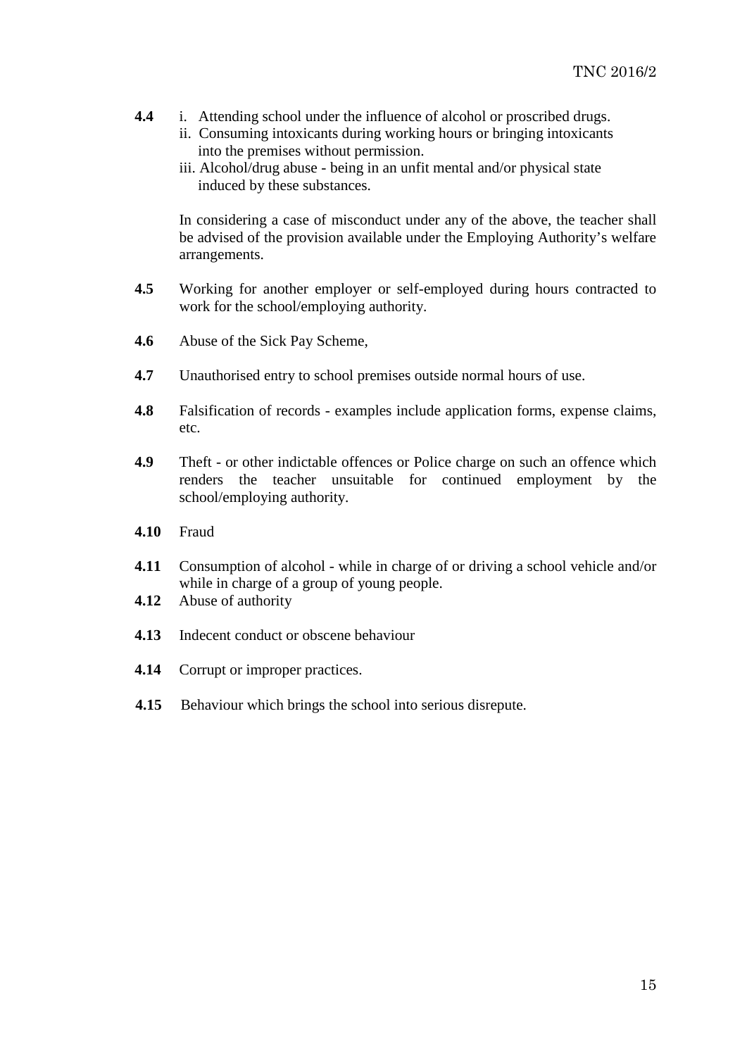**4.4** i. Attending school under the influence of alcohol or proscribed drugs.
ii. Consuming intoxicants during working hours or bringing intoxicants into the premises without permission.
iii. Alcohol/drug abuse - being in an unfit mental and/or physical state induced by these substances.

In considering a case of misconduct under any of the above, the teacher shall be advised of the provision available under the Employing Authority's welfare arrangements.

**4.5** Working for another employer or self-employed during hours contracted to work for the school/employing authority.

**4.6** Abuse of the Sick Pay Scheme,

**4.7** Unauthorised entry to school premises outside normal hours of use.

**4.8** Falsification of records - examples include application forms, expense claims, etc.

**4.9** Theft - or other indictable offences or Police charge on such an offence which renders the teacher unsuitable for continued employment by the school/employing authority.

**4.10** Fraud

**4.11** Consumption of alcohol - while in charge of or driving a school vehicle and/or while in charge of a group of young people.

**4.12** Abuse of authority

**4.13** Indecent conduct or obscene behaviour

**4.14** Corrupt or improper practices.

**4.15** Behaviour which brings the school into serious disrepute.